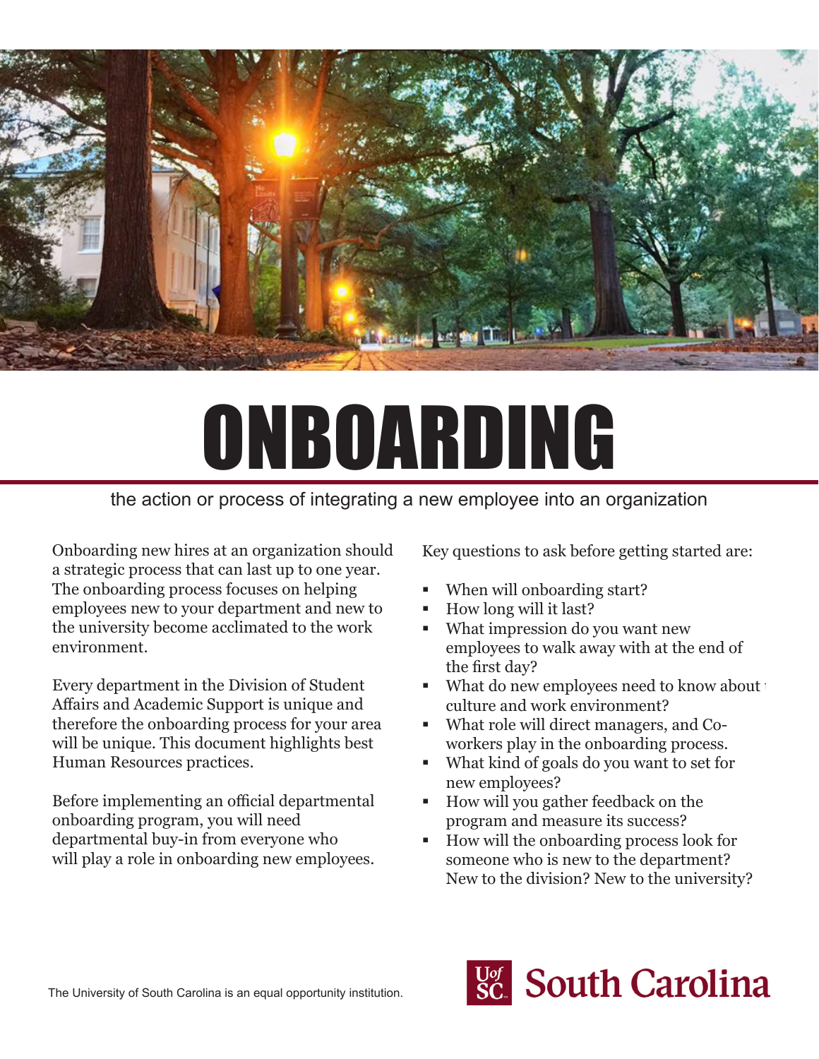# ONBOARDING

the action or process of integrating a new employee into an organization

Onboarding new hires at an organization should a strategic process that can last up to one year. The onboarding process focuses on helping employees new to your department and new to the university become acclimated to the work environment.

Every department in the Division of Student Affairs and Academic Support is unique and therefore the onboarding process for your area will be unique. This document highlights best Human Resources practices.

Before implementing an official departmental onboarding program, you will need departmental buy-in from everyone who will play a role in onboarding new employees.

Key questions to ask before getting started are:

- When will onboarding start?
- How long will it last?
- What impression do you want new employees to walk away with at the end of the first day?
- What do new employees need to know about t culture and work environment?
- What role will direct managers, and Co-workers play in the onboarding process.
- What kind of goals do you want to set for new employees?
- How will you gather feedback on the program and measure its success?
- How will the onboarding process look for someone who is new to the department? New to the division? New to the university?

The University of South Carolina is an equal opportunity institution.

UofSC South Carolina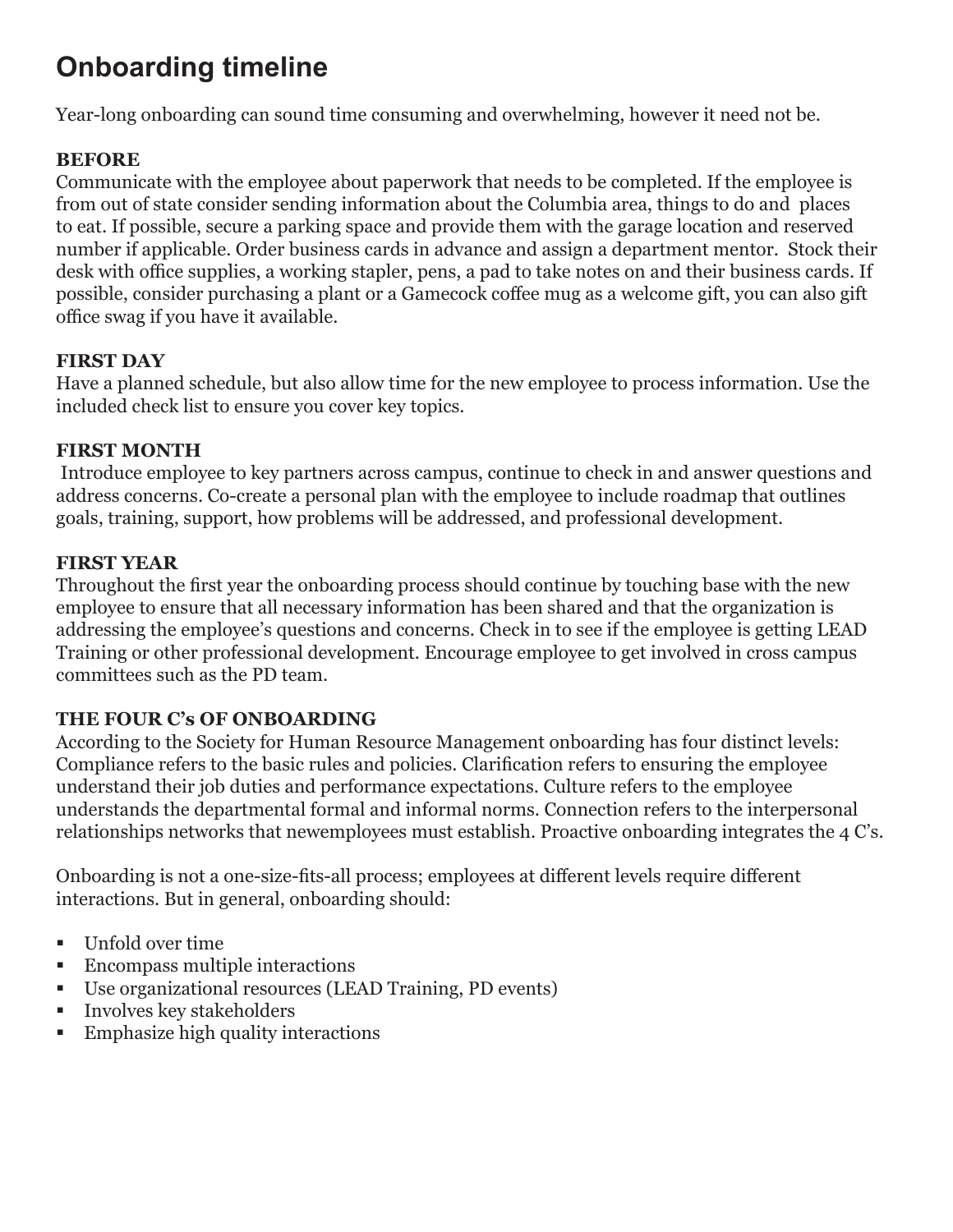# Onboarding timeline

Year-long onboarding can sound time consuming and overwhelming, however it need not be.

**BEFORE**

Communicate with the employee about paperwork that needs to be completed. If the employee is from out of state consider sending information about the Columbia area, things to do and places to eat. If possible, secure a parking space and provide them with the garage location and reserved number if applicable. Order business cards in advance and assign a department mentor. Stock their desk with office supplies, a working stapler, pens, a pad to take notes on and their business cards. If possible, consider purchasing a plant or a Gamecock coffee mug as a welcome gift, you can also gift office swag if you have it available.

**FIRST DAY**

Have a planned schedule, but also allow time for the new employee to process information. Use the included check list to ensure you cover key topics.

**FIRST MONTH**

Introduce employee to key partners across campus, continue to check in and answer questions and address concerns. Co-create a personal plan with the employee to include roadmap that outlines goals, training, support, how problems will be addressed, and professional development.

**FIRST YEAR**

Throughout the first year the onboarding process should continue by touching base with the new employee to ensure that all necessary information has been shared and that the organization is addressing the employee's questions and concerns. Check in to see if the employee is getting LEAD Training or other professional development. Encourage employee to get involved in cross campus committees such as the PD team.

**THE FOUR C's OF ONBOARDING**

According to the Society for Human Resource Management onboarding has four distinct levels: Compliance refers to the basic rules and policies. Clarification refers to ensuring the employee understand their job duties and performance expectations. Culture refers to the employee understands the departmental formal and informal norms. Connection refers to the interpersonal relationships networks that newemployees must establish. Proactive onboarding integrates the 4 C's.

Onboarding is not a one-size-fits-all process; employees at different levels require different interactions. But in general, onboarding should:

- Unfold over time
- Encompass multiple interactions
- Use organizational resources (LEAD Training, PD events)
- Involves key stakeholders
- Emphasize high quality interactions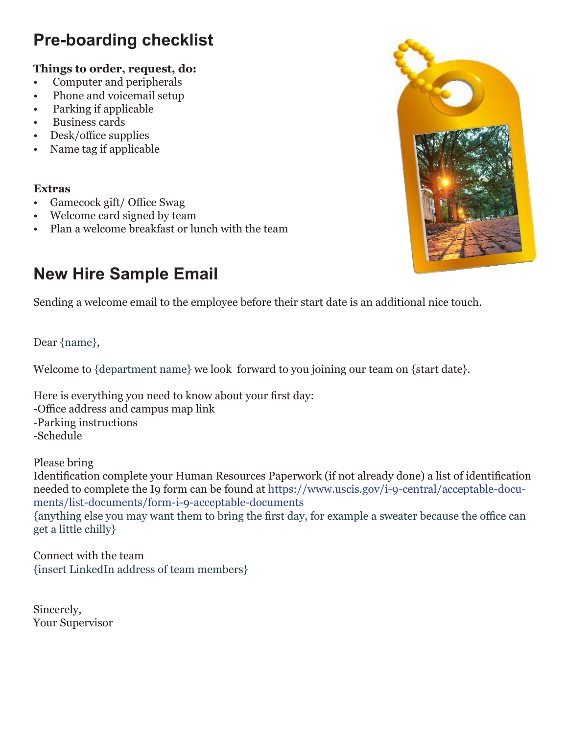# Pre-boarding checklist

**Things to order, request, do:**

- Computer and peripherals
- Phone and voicemail setup
- Parking if applicable
- Business cards
- Desk/office supplies
- Name tag if applicable

**Extras**

- Gamecock gift/ Office Swag
- Welcome card signed by team
- Plan a welcome breakfast or lunch with the team

# New Hire Sample Email

Sending a welcome email to the employee before their start date is an additional nice touch.

Dear {name},

Welcome to {department name} we look forward to you joining our team on {start date}.

Here is everything you need to know about your first day:
-Office address and campus map link
-Parking instructions
-Schedule

Please bring
Identification complete your Human Resources Paperwork (if not already done) a list of identification needed to complete the I9 form can be found at https://www.uscis.gov/i-9-central/acceptable-documents/list-documents/form-i-9-acceptable-documents
{anything else you may want them to bring the first day, for example a sweater because the office can get a little chilly}

Connect with the team
{insert LinkedIn address of team members}

Sincerely,
Your Supervisor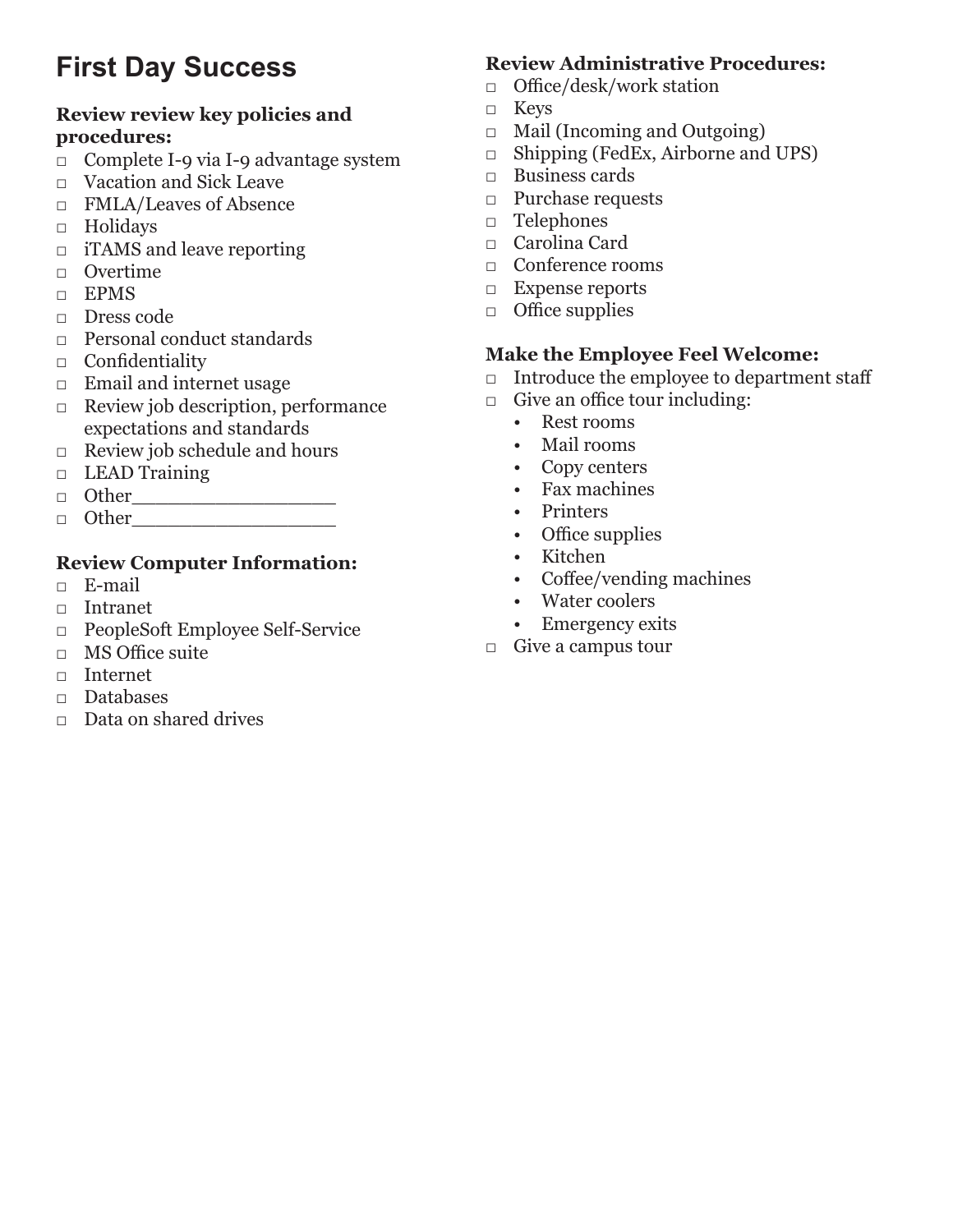# First Day Success

**Review review key policies and procedures:**

- ☐ Complete I-9 via I-9 advantage system
- ☐ Vacation and Sick Leave
- ☐ FMLA/Leaves of Absence
- ☐ Holidays
- ☐ iTAMS and leave reporting
- ☐ Overtime
- ☐ EPMS
- ☐ Dress code
- ☐ Personal conduct standards
- ☐ Confidentiality
- ☐ Email and internet usage
- ☐ Review job description, performance expectations and standards
- ☐ Review job schedule and hours
- ☐ LEAD Training
- ☐ Other__________________
- ☐ Other__________________

**Review Computer Information:**

- ☐ E-mail
- ☐ Intranet
- ☐ PeopleSoft Employee Self-Service
- ☐ MS Office suite
- ☐ Internet
- ☐ Databases
- ☐ Data on shared drives

**Review Administrative Procedures:**

- ☐ Office/desk/work station
- ☐ Keys
- ☐ Mail (Incoming and Outgoing)
- ☐ Shipping (FedEx, Airborne and UPS)
- ☐ Business cards
- ☐ Purchase requests
- ☐ Telephones
- ☐ Carolina Card
- ☐ Conference rooms
- ☐ Expense reports
- ☐ Office supplies

**Make the Employee Feel Welcome:**

- ☐ Introduce the employee to department staff
- ☐ Give an office tour including:
  - Rest rooms
  - Mail rooms
  - Copy centers
  - Fax machines
  - Printers
  - Office supplies
  - Kitchen
  - Coffee/vending machines
  - Water coolers
  - Emergency exits
- ☐ Give a campus tour